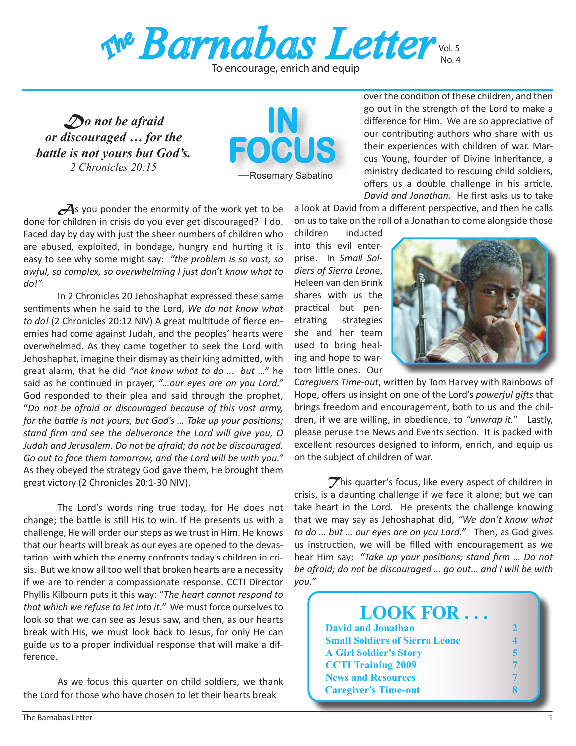# The Barnabas Letter

Vol. 5
No. 4

To encourage, enrich and equip

*Do not be afraid or discouraged … for the battle is not yours but God's.*
*2 Chronicles 20:15*

## IN FOCUS

—Rosemary Sabatino

As you ponder the enormity of the work yet to be done for children in crisis do you ever get discouraged? I do. Faced day by day with just the sheer numbers of children who are abused, exploited, in bondage, hungry and hurting it is easy to see why some might say: *"the problem is so vast, so awful, so complex, so overwhelming I just don't know what to do!"*

In 2 Chronicles 20 Jehoshaphat expressed these same sentiments when he said to the Lord, *We do not know what to do!* (2 Chronicles 20:12 NIV) A great multitude of fierce enemies had come against Judah, and the peoples' hearts were overwhelmed. As they came together to seek the Lord with Jehoshaphat, imagine their dismay as their king admitted, with great alarm, that he did *"not know what to do … but …*" he said as he continued in prayer, *"…our eyes are on you Lord."* God responded to their plea and said through the prophet, "*Do not be afraid or discouraged because of this vast army, for the battle is not yours, but God's … Take up your positions; stand firm and see the deliverance the Lord will give you, O Judah and Jerusalem. Do not be afraid; do not be discouraged. Go out to face them tomorrow, and the Lord will be with you."* As they obeyed the strategy God gave them, He brought them great victory (2 Chronicles 20:1-30 NIV).

The Lord's words ring true today, for He does not change; the battle is still His to win. If He presents us with a challenge, He will order our steps as we trust in Him. He knows that our hearts will break as our eyes are opened to the devastation with which the enemy confronts today's children in crisis. But we know all too well that broken hearts are a necessity if we are to render a compassionate response. CCTI Director Phyllis Kilbourn puts it this way: "*The heart cannot respond to that which we refuse to let into it."* We must force ourselves to look so that we can see as Jesus saw, and then, as our hearts break with His, we must look back to Jesus, for only He can guide us to a proper individual response that will make a difference.

As we focus this quarter on child soldiers, we thank the Lord for those who have chosen to let their hearts break over the condition of these children, and then go out in the strength of the Lord to make a difference for Him. We are so appreciative of our contributing authors who share with us their experiences with children of war. Marcus Young, founder of Divine Inheritance, a ministry dedicated to rescuing child soldiers, offers us a double challenge in his article, *David and Jonathan*. He first asks us to take a look at David from a different perspective, and then he calls on us to take on the roll of a Jonathan to come alongside those children inducted into this evil enterprise. In *Small Soldiers of Sierra Leone*, Heleen van den Brink shares with us the practical but penetrating strategies she and her team used to bring healing and hope to war-torn little ones. Our *Caregivers Time-out*, written by Tom Harvey with Rainbows of Hope, offers us insight on one of the Lord's *powerful gifts* that brings freedom and encouragement, both to us and the children, if we are willing, in obedience, to *"unwrap it."* Lastly, please peruse the News and Events section. It is packed with excellent resources designed to inform, enrich, and equip us on the subject of children of war.

This quarter's focus, like every aspect of children in crisis, is a daunting challenge if we face it alone; but we can take heart in the Lord. He presents the challenge knowing that we may say as Jehoshaphat did, *"We don't know what to do … but … our eyes are on you Lord."* Then, as God gives us instruction, we will be filled with encouragement as we hear Him say; *"Take up your positions; stand firm … Do not be afraid; do not be discouraged … go out… and I will be with you."*

## LOOK FOR . . .

| | |
|---|---|
| David and Jonathan | 2 |
| Small Soldiers of Sierra Leone | 4 |
| A Girl Soldier's Story | 5 |
| CCTI Training 2009 | 7 |
| News and Resources | 7 |
| Caregiver's Time-out | 8 |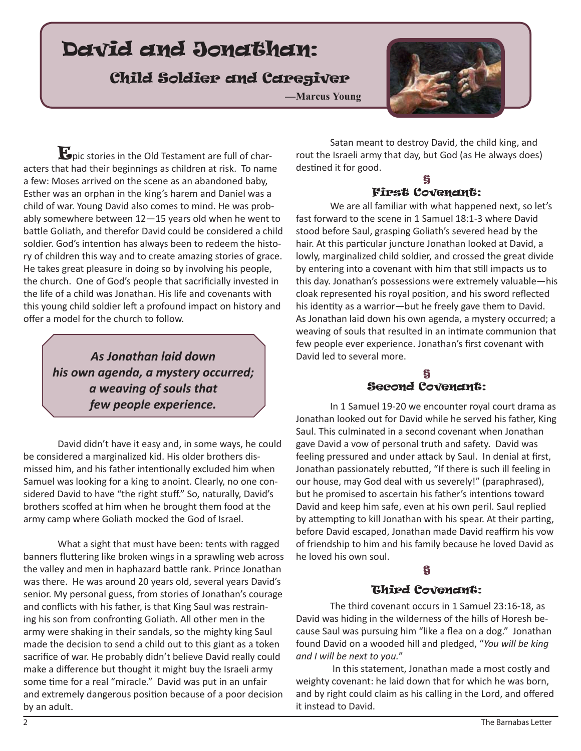# David and Jonathan:

## Child Soldier and Caregiver

—Marcus Young

Epic stories in the Old Testament are full of characters that had their beginnings as children at risk. To name a few: Moses arrived on the scene as an abandoned baby, Esther was an orphan in the king's harem and Daniel was a child of war. Young David also comes to mind. He was probably somewhere between 12—15 years old when he went to battle Goliath, and therefor David could be considered a child soldier. God's intention has always been to redeem the history of children this way and to create amazing stories of grace. He takes great pleasure in doing so by involving his people, the church. One of God's people that sacrificially invested in the life of a child was Jonathan. His life and covenants with this young child soldier left a profound impact on history and offer a model for the church to follow.

> ***As Jonathan laid down his own agenda, a mystery occurred; a weaving of souls that few people experience.***

David didn't have it easy and, in some ways, he could be considered a marginalized kid. His older brothers dismissed him, and his father intentionally excluded him when Samuel was looking for a king to anoint. Clearly, no one considered David to have "the right stuff." So, naturally, David's brothers scoffed at him when he brought them food at the army camp where Goliath mocked the God of Israel.

What a sight that must have been: tents with ragged banners fluttering like broken wings in a sprawling web across the valley and men in haphazard battle rank. Prince Jonathan was there. He was around 20 years old, several years David's senior. My personal guess, from stories of Jonathan's courage and conflicts with his father, is that King Saul was restraining his son from confronting Goliath. All other men in the army were shaking in their sandals, so the mighty king Saul made the decision to send a child out to this giant as a token sacrifice of war. He probably didn't believe David really could make a difference but thought it might buy the Israeli army some time for a real "miracle." David was put in an unfair and extremely dangerous position because of a poor decision by an adult.

Satan meant to destroy David, the child king, and rout the Israeli army that day, but God (as He always does) destined it for good.

§

### First Covenant:

We are all familiar with what happened next, so let's fast forward to the scene in 1 Samuel 18:1-3 where David stood before Saul, grasping Goliath's severed head by the hair. At this particular juncture Jonathan looked at David, a lowly, marginalized child soldier, and crossed the great divide by entering into a covenant with him that still impacts us to this day. Jonathan's possessions were extremely valuable—his cloak represented his royal position, and his sword reflected his identity as a warrior—but he freely gave them to David. As Jonathan laid down his own agenda, a mystery occurred; a weaving of souls that resulted in an intimate communion that few people ever experience. Jonathan's first covenant with David led to several more.

§

### Second Covenant:

In 1 Samuel 19-20 we encounter royal court drama as Jonathan looked out for David while he served his father, King Saul. This culminated in a second covenant when Jonathan gave David a vow of personal truth and safety. David was feeling pressured and under attack by Saul. In denial at first, Jonathan passionately rebutted, "If there is such ill feeling in our house, may God deal with us severely!" (paraphrased), but he promised to ascertain his father's intentions toward David and keep him safe, even at his own peril. Saul replied by attempting to kill Jonathan with his spear. At their parting, before David escaped, Jonathan made David reaffirm his vow of friendship to him and his family because he loved David as he loved his own soul.

§

### Third Covenant:

The third covenant occurs in 1 Samuel 23:16-18, as David was hiding in the wilderness of the hills of Horesh because Saul was pursuing him "like a flea on a dog." Jonathan found David on a wooded hill and pledged, "*You will be king and I will be next to you.*"

In this statement, Jonathan made a most costly and weighty covenant: he laid down that for which he was born, and by right could claim as his calling in the Lord, and offered it instead to David.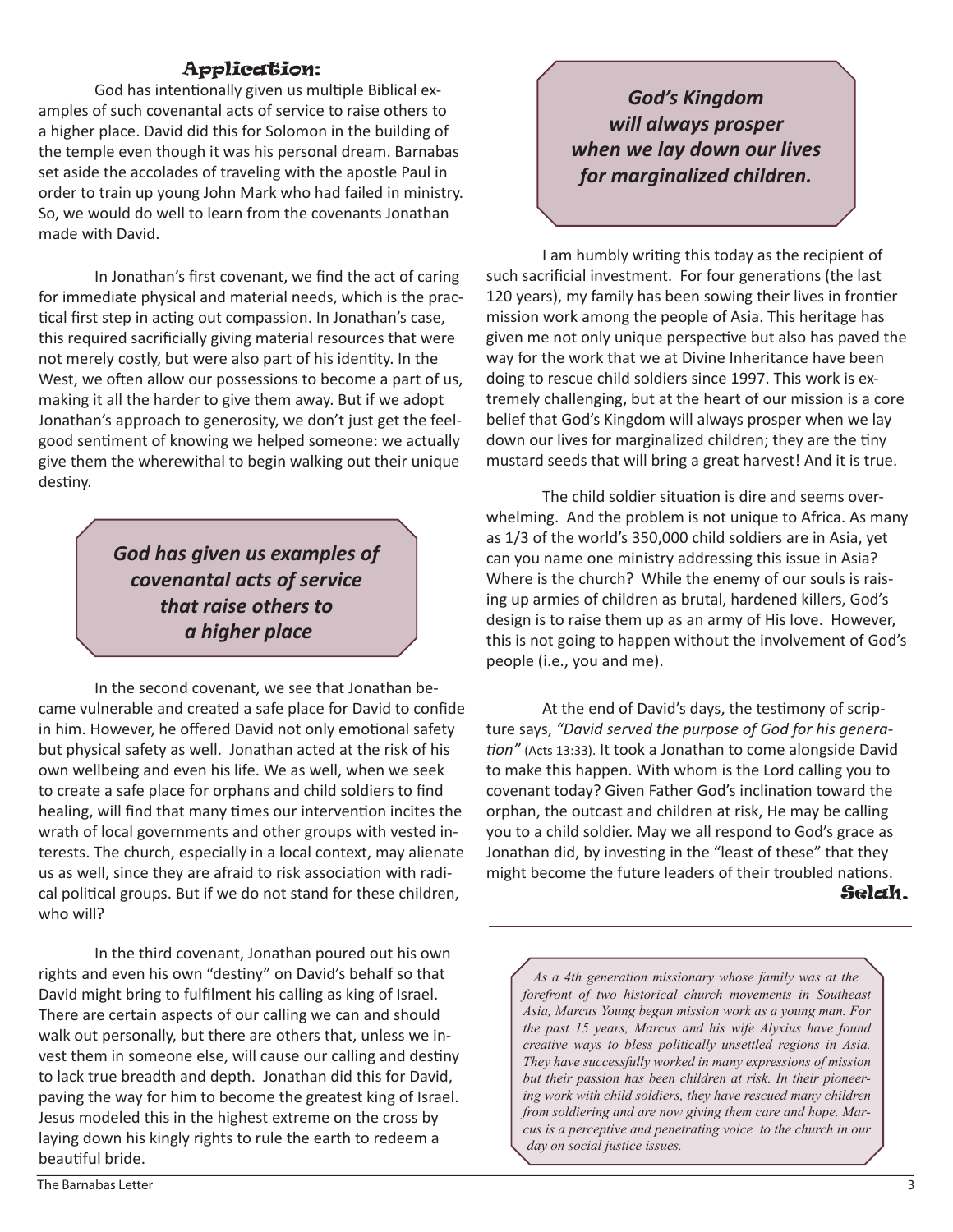## Application:

God has intentionally given us multiple Biblical examples of such covenantal acts of service to raise others to a higher place. David did this for Solomon in the building of the temple even though it was his personal dream. Barnabas set aside the accolades of traveling with the apostle Paul in order to train up young John Mark who had failed in ministry. So, we would do well to learn from the covenants Jonathan made with David.

In Jonathan's first covenant, we find the act of caring for immediate physical and material needs, which is the practical first step in acting out compassion. In Jonathan's case, this required sacrificially giving material resources that were not merely costly, but were also part of his identity. In the West, we often allow our possessions to become a part of us, making it all the harder to give them away. But if we adopt Jonathan's approach to generosity, we don't just get the feel-good sentiment of knowing we helped someone: we actually give them the wherewithal to begin walking out their unique destiny.

> ***God has given us examples of covenantal acts of service that raise others to a higher place***

In the second covenant, we see that Jonathan became vulnerable and created a safe place for David to confide in him. However, he offered David not only emotional safety but physical safety as well. Jonathan acted at the risk of his own wellbeing and even his life. We as well, when we seek to create a safe place for orphans and child soldiers to find healing, will find that many times our intervention incites the wrath of local governments and other groups with vested interests. The church, especially in a local context, may alienate us as well, since they are afraid to risk association with radical political groups. But if we do not stand for these children, who will?

In the third covenant, Jonathan poured out his own rights and even his own "destiny" on David's behalf so that David might bring to fulfilment his calling as king of Israel. There are certain aspects of our calling we can and should walk out personally, but there are others that, unless we invest them in someone else, will cause our calling and destiny to lack true breadth and depth. Jonathan did this for David, paving the way for him to become the greatest king of Israel. Jesus modeled this in the highest extreme on the cross by laying down his kingly rights to rule the earth to redeem a beautiful bride.

> ***God's Kingdom will always prosper when we lay down our lives for marginalized children.***

I am humbly writing this today as the recipient of such sacrificial investment. For four generations (the last 120 years), my family has been sowing their lives in frontier mission work among the people of Asia. This heritage has given me not only unique perspective but also has paved the way for the work that we at Divine Inheritance have been doing to rescue child soldiers since 1997. This work is extremely challenging, but at the heart of our mission is a core belief that God's Kingdom will always prosper when we lay down our lives for marginalized children; they are the tiny mustard seeds that will bring a great harvest! And it is true.

The child soldier situation is dire and seems overwhelming. And the problem is not unique to Africa. As many as 1/3 of the world's 350,000 child soldiers are in Asia, yet can you name one ministry addressing this issue in Asia? Where is the church? While the enemy of our souls is raising up armies of children as brutal, hardened killers, God's design is to raise them up as an army of His love. However, this is not going to happen without the involvement of God's people (i.e., you and me).

At the end of David's days, the testimony of scripture says, *"David served the purpose of God for his generation"* (Acts 13:33). It took a Jonathan to come alongside David to make this happen. With whom is the Lord calling you to covenant today? Given Father God's inclination toward the orphan, the outcast and children at risk, He may be calling you to a child soldier. May we all respond to God's grace as Jonathan did, by investing in the "least of these" that they might become the future leaders of their troubled nations.

**Selah.**

---

*As a 4th generation missionary whose family was at the forefront of two historical church movements in Southeast Asia, Marcus Young began mission work as a young man. For the past 15 years, Marcus and his wife Alyxius have found creative ways to bless politically unsettled regions in Asia. They have successfully worked in many expressions of mission but their passion has been children at risk. In their pioneering work with child soldiers, they have rescued many children from soldiering and are now giving them care and hope. Marcus is a perceptive and penetrating voice to the church in our day on social justice issues.*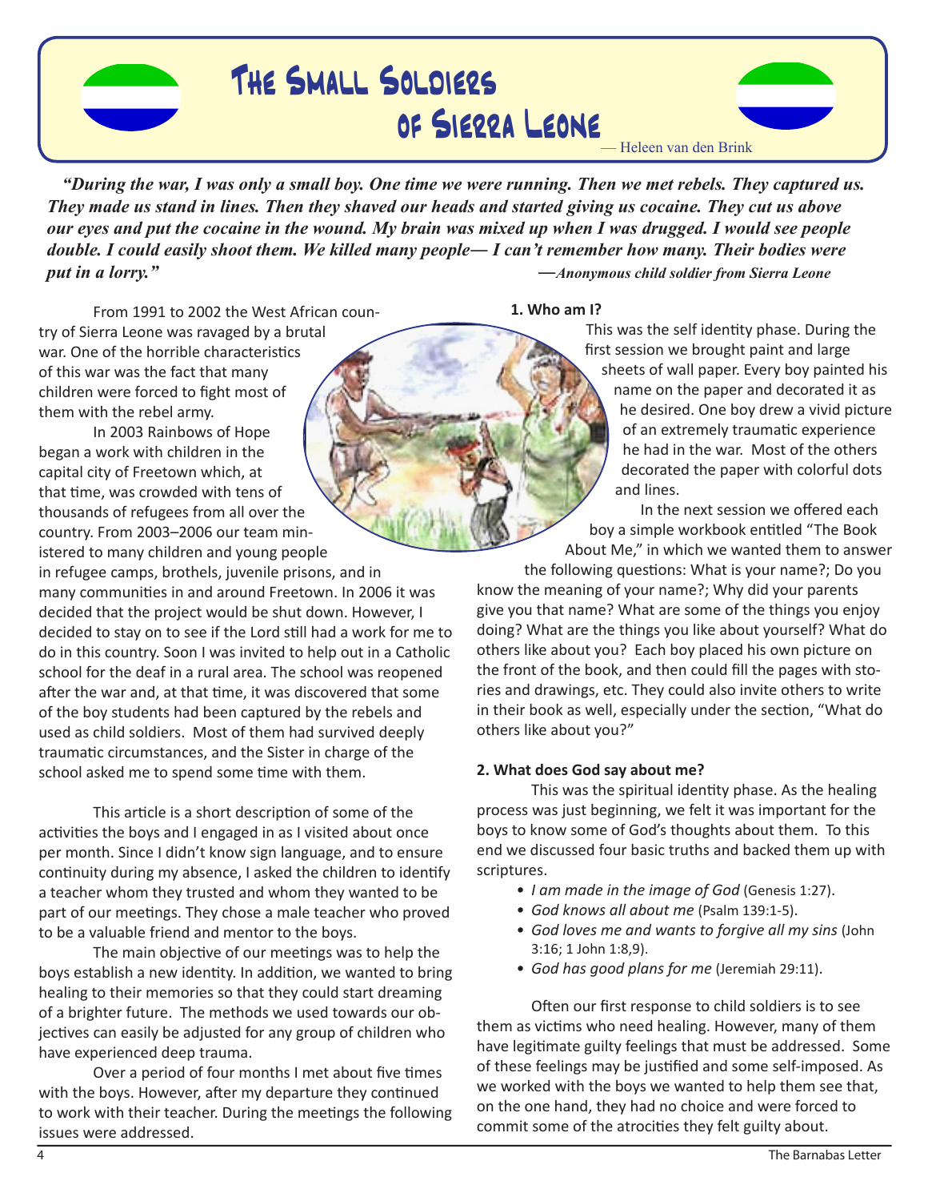# The Small Soldiers of Sierra Leone

— Heleen van den Brink

***"During the war, I was only a small boy. One time we were running. Then we met rebels. They captured us. They made us stand in lines. Then they shaved our heads and started giving us cocaine. They cut us above our eyes and put the cocaine in the wound. My brain was mixed up when I was drugged. I would see people double. I could easily shoot them. We killed many people— I can't remember how many. Their bodies were put in a lorry."***

***—Anonymous child soldier from Sierra Leone***

From 1991 to 2002 the West African country of Sierra Leone was ravaged by a brutal war. One of the horrible characteristics of this war was the fact that many children were forced to fight most of them with the rebel army.

In 2003 Rainbows of Hope began a work with children in the capital city of Freetown which, at that time, was crowded with tens of thousands of refugees from all over the country. From 2003–2006 our team ministered to many children and young people in refugee camps, brothels, juvenile prisons, and in many communities in and around Freetown. In 2006 it was decided that the project would be shut down. However, I decided to stay on to see if the Lord still had a work for me to do in this country. Soon I was invited to help out in a Catholic school for the deaf in a rural area. The school was reopened after the war and, at that time, it was discovered that some of the boy students had been captured by the rebels and used as child soldiers. Most of them had survived deeply traumatic circumstances, and the Sister in charge of the school asked me to spend some time with them.

This article is a short description of some of the activities the boys and I engaged in as I visited about once per month. Since I didn't know sign language, and to ensure continuity during my absence, I asked the children to identify a teacher whom they trusted and whom they wanted to be part of our meetings. They chose a male teacher who proved to be a valuable friend and mentor to the boys.

The main objective of our meetings was to help the boys establish a new identity. In addition, we wanted to bring healing to their memories so that they could start dreaming of a brighter future. The methods we used towards our objectives can easily be adjusted for any group of children who have experienced deep trauma.

Over a period of four months I met about five times with the boys. However, after my departure they continued to work with their teacher. During the meetings the following issues were addressed.

**1. Who am I?**

This was the self identity phase. During the first session we brought paint and large sheets of wall paper. Every boy painted his name on the paper and decorated it as he desired. One boy drew a vivid picture of an extremely traumatic experience he had in the war. Most of the others decorated the paper with colorful dots and lines.

In the next session we offered each boy a simple workbook entitled "The Book About Me," in which we wanted them to answer the following questions: What is your name?; Do you know the meaning of your name?; Why did your parents give you that name? What are some of the things you enjoy doing? What are the things you like about yourself? What do others like about you? Each boy placed his own picture on the front of the book, and then could fill the pages with stories and drawings, etc. They could also invite others to write in their book as well, especially under the section, "What do others like about you?"

**2. What does God say about me?**

This was the spiritual identity phase. As the healing process was just beginning, we felt it was important for the boys to know some of God's thoughts about them. To this end we discussed four basic truths and backed them up with scriptures.

- *I am made in the image of God* (Genesis 1:27).
- *God knows all about me* (Psalm 139:1-5).
- *God loves me and wants to forgive all my sins* (John 3:16; 1 John 1:8,9).
- *God has good plans for me* (Jeremiah 29:11).

Often our first response to child soldiers is to see them as victims who need healing. However, many of them have legitimate guilty feelings that must be addressed. Some of these feelings may be justified and some self-imposed. As we worked with the boys we wanted to help them see that, on the one hand, they had no choice and were forced to commit some of the atrocities they felt guilty about.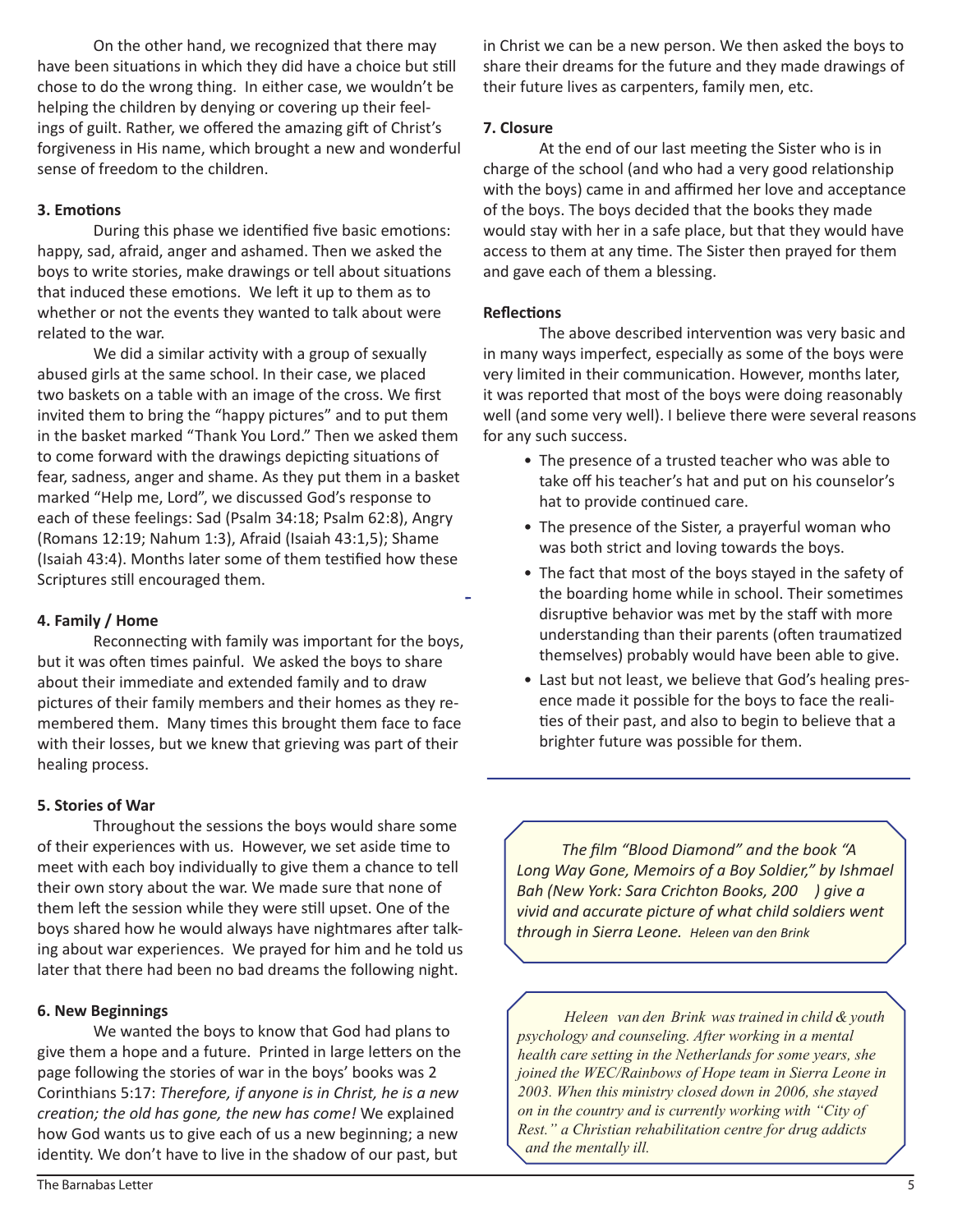On the other hand, we recognized that there may have been situations in which they did have a choice but still chose to do the wrong thing. In either case, we wouldn't be helping the children by denying or covering up their feelings of guilt. Rather, we offered the amazing gift of Christ's forgiveness in His name, which brought a new and wonderful sense of freedom to the children.

**3. Emotions**

During this phase we identified five basic emotions: happy, sad, afraid, anger and ashamed. Then we asked the boys to write stories, make drawings or tell about situations that induced these emotions. We left it up to them as to whether or not the events they wanted to talk about were related to the war.

We did a similar activity with a group of sexually abused girls at the same school. In their case, we placed two baskets on a table with an image of the cross. We first invited them to bring the "happy pictures" and to put them in the basket marked "Thank You Lord." Then we asked them to come forward with the drawings depicting situations of fear, sadness, anger and shame. As they put them in a basket marked "Help me, Lord", we discussed God's response to each of these feelings: Sad (Psalm 34:18; Psalm 62:8), Angry (Romans 12:19; Nahum 1:3), Afraid (Isaiah 43:1,5); Shame (Isaiah 43:4). Months later some of them testified how these Scriptures still encouraged them.

**4. Family / Home**

Reconnecting with family was important for the boys, but it was often times painful. We asked the boys to share about their immediate and extended family and to draw pictures of their family members and their homes as they remembered them. Many times this brought them face to face with their losses, but we knew that grieving was part of their healing process.

**5. Stories of War**

Throughout the sessions the boys would share some of their experiences with us. However, we set aside time to meet with each boy individually to give them a chance to tell their own story about the war. We made sure that none of them left the session while they were still upset. One of the boys shared how he would always have nightmares after talking about war experiences. We prayed for him and he told us later that there had been no bad dreams the following night.

**6. New Beginnings**

We wanted the boys to know that God had plans to give them a hope and a future. Printed in large letters on the page following the stories of war in the boys' books was 2 Corinthians 5:17: *Therefore, if anyone is in Christ, he is a new creation; the old has gone, the new has come!* We explained how God wants us to give each of us a new beginning; a new identity. We don't have to live in the shadow of our past, but in Christ we can be a new person. We then asked the boys to share their dreams for the future and they made drawings of their future lives as carpenters, family men, etc.

**7. Closure**

At the end of our last meeting the Sister who is in charge of the school (and who had a very good relationship with the boys) came in and affirmed her love and acceptance of the boys. The boys decided that the books they made would stay with her in a safe place, but that they would have access to them at any time. The Sister then prayed for them and gave each of them a blessing.

**Reflections**

The above described intervention was very basic and in many ways imperfect, especially as some of the boys were very limited in their communication. However, months later, it was reported that most of the boys were doing reasonably well (and some very well). I believe there were several reasons for any such success.

- The presence of a trusted teacher who was able to take off his teacher's hat and put on his counselor's hat to provide continued care.
- The presence of the Sister, a prayerful woman who was both strict and loving towards the boys.
- The fact that most of the boys stayed in the safety of the boarding home while in school. Their sometimes disruptive behavior was met by the staff with more understanding than their parents (often traumatized themselves) probably would have been able to give.
- Last but not least, we believe that God's healing presence made it possible for the boys to face the realities of their past, and also to begin to believe that a brighter future was possible for them.

---

*The film "Blood Diamond" and the book "A Long Way Gone, Memoirs of a Boy Soldier," by Ishmael Bah (New York: Sara Crichton Books, 200 ) give a vivid and accurate picture of what child soldiers went through in Sierra Leone.* *Heleen van den Brink*

*Heleen van den Brink was trained in child & youth psychology and counseling. After working in a mental health care setting in the Netherlands for some years, she joined the WEC/Rainbows of Hope team in Sierra Leone in 2003. When this ministry closed down in 2006, she stayed on in the country and is currently working with "City of Rest." a Christian rehabilitation centre for drug addicts and the mentally ill.*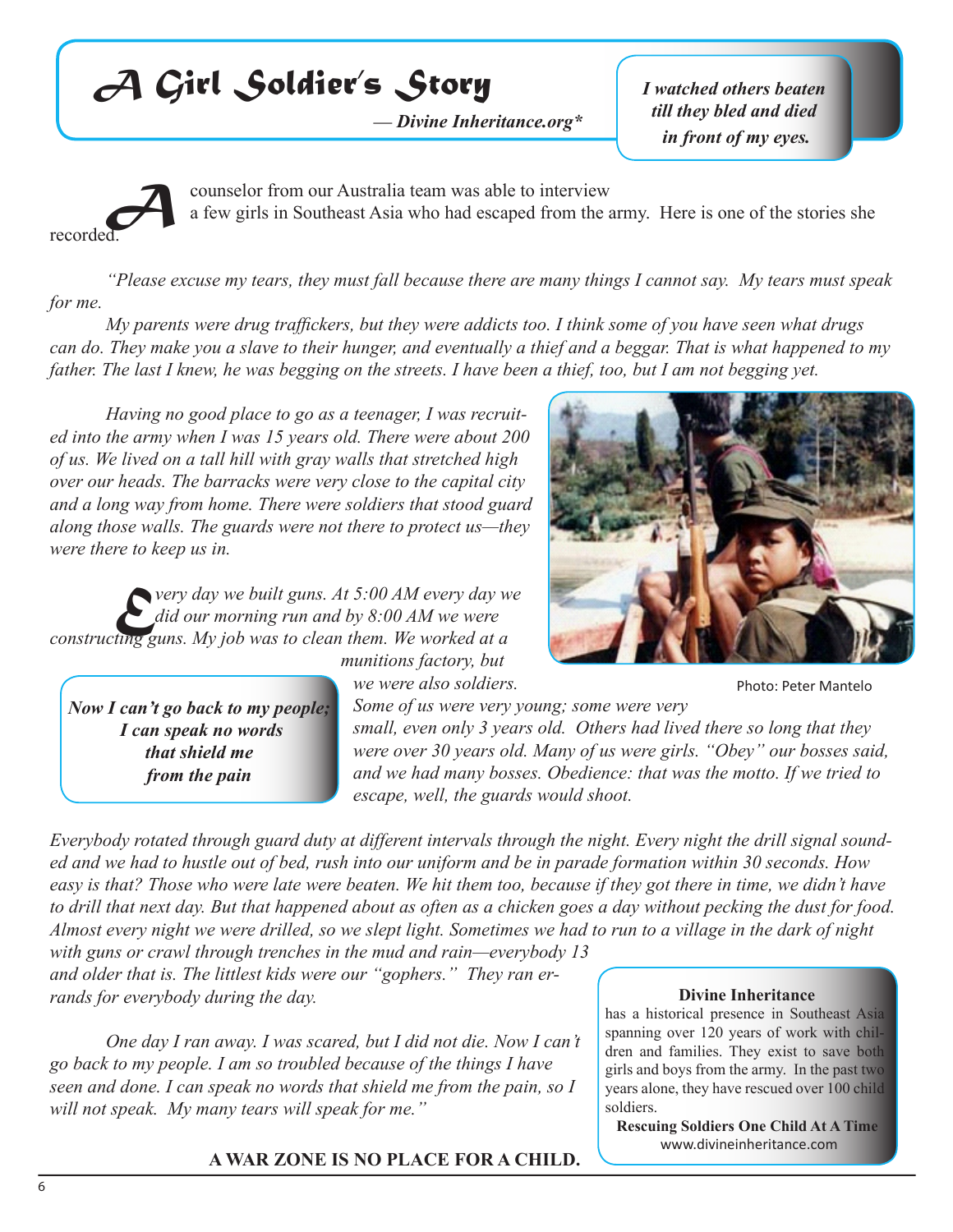# *A Girl Soldier's Story*

*— Divine Inheritance.org\**

> ***I watched others beaten till they bled and died in front of my eyes.***

A counselor from our Australia team was able to interview a few girls in Southeast Asia who had escaped from the army. Here is one of the stories she recorded.

*"Please excuse my tears, they must fall because there are many things I cannot say. My tears must speak for me.*

*My parents were drug traffickers, but they were addicts too. I think some of you have seen what drugs can do. They make you a slave to their hunger, and eventually a thief and a beggar. That is what happened to my father. The last I knew, he was begging on the streets. I have been a thief, too, but I am not begging yet.*

*Having no good place to go as a teenager, I was recruited into the army when I was 15 years old. There were about 200 of us. We lived on a tall hill with gray walls that stretched high over our heads. The barracks were very close to the capital city and a long way from home. There were soldiers that stood guard along those walls. The guards were not there to protect us—they were there to keep us in.*

*Every day we built guns. At 5:00 AM every day we did our morning run and by 8:00 AM we were constructing guns. My job was to clean them. We worked at a munitions factory, but we were also soldiers.*

Photo: Peter Mantelo

> ***Now I can't go back to my people; I can speak no words that shield me from the pain***

*Some of us were very young; some were very small, even only 3 years old. Others had lived there so long that they were over 30 years old. Many of us were girls. "Obey" our bosses said, and we had many bosses. Obedience: that was the motto. If we tried to escape, well, the guards would shoot.*

*Everybody rotated through guard duty at different intervals through the night. Every night the drill signal sounded and we had to hustle out of bed, rush into our uniform and be in parade formation within 30 seconds. How easy is that? Those who were late were beaten. We hit them too, because if they got there in time, we didn't have to drill that next day. But that happened about as often as a chicken goes a day without pecking the dust for food. Almost every night we were drilled, so we slept light. Sometimes we had to run to a village in the dark of night with guns or crawl through trenches in the mud and rain—everybody 13 and older that is. The littlest kids were our "gophers." They ran errands for everybody during the day.*

*One day I ran away. I was scared, but I did not die. Now I can't go back to my people. I am so troubled because of the things I have seen and done. I can speak no words that shield me from the pain, so I will not speak. My many tears will speak for me."*

> **Divine Inheritance**
> has a historical presence in Southeast Asia spanning over 120 years of work with children and families. They exist to save both girls and boys from the army. In the past two years alone, they have rescued over 100 child soldiers.
> **Rescuing Soldiers One Child At A Time**
> www.divineinheritance.com

**A WAR ZONE IS NO PLACE FOR A CHILD.**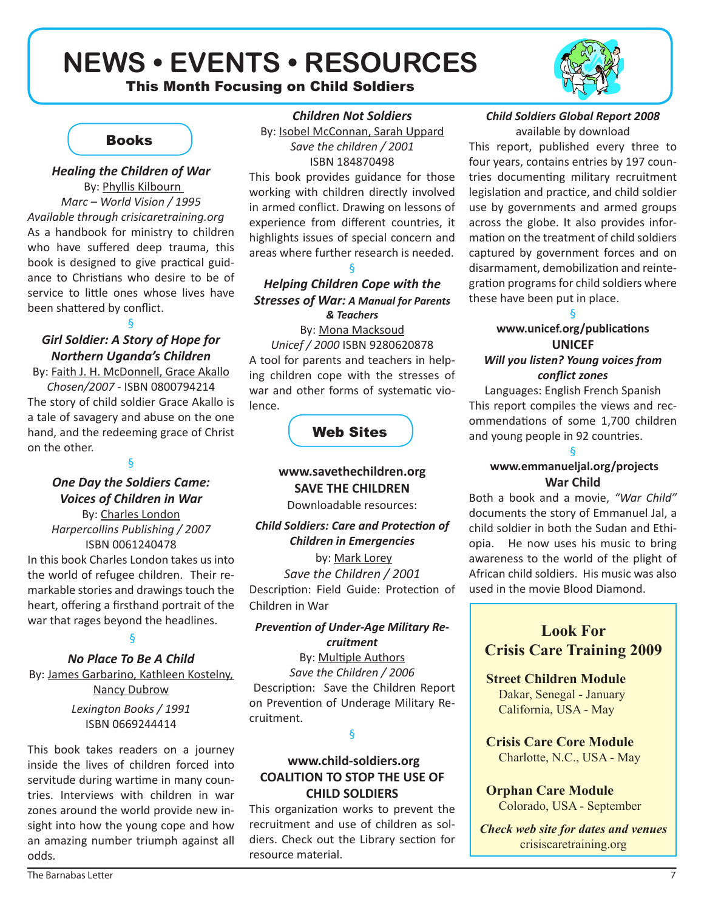# NEWS • EVENTS • RESOURCES

**This Month Focusing on Child Soldiers**

## Books

***Healing the Children of War***
By: Phyllis Kilbourn
*Marc – World Vision / 1995*
*Available through crisicaretraining.org*

As a handbook for ministry to children who have suffered deep trauma, this book is designed to give practical guidance to Christians who desire to be of service to little ones whose lives have been shattered by conflict.

§

***Girl Soldier: A Story of Hope for Northern Uganda's Children***
By: Faith J. H. McDonnell, Grace Akallo
*Chosen/2007* - ISBN 0800794214

The story of child soldier Grace Akallo is a tale of savagery and abuse on the one hand, and the redeeming grace of Christ on the other.

§

***One Day the Soldiers Came: Voices of Children in War***
By: Charles London
*Harpercollins Publishing / 2007*
ISBN 0061240478

In this book Charles London takes us into the world of refugee children. Their remarkable stories and drawings touch the heart, offering a firsthand portrait of the war that rages beyond the headlines.

§

***No Place To Be A Child***
By: James Garbarino, Kathleen Kostelny, Nancy Dubrow
*Lexington Books / 1991*
ISBN 0669244414

This book takes readers on a journey inside the lives of children forced into servitude during wartime in many countries. Interviews with children in war zones around the world provide new insight into how the young cope and how an amazing number triumph against all odds.

***Children Not Soldiers***
By: Isobel McConnan, Sarah Uppard
*Save the children / 2001*
ISBN 184870498

This book provides guidance for those working with children directly involved in armed conflict. Drawing on lessons of experience from different countries, it highlights issues of special concern and areas where further research is needed.

§

***Helping Children Cope with the Stresses of War: A Manual for Parents & Teachers***
By: Mona Macksoud
*Unicef / 2000* ISBN 9280620878

A tool for parents and teachers in helping children cope with the stresses of war and other forms of systematic violence.

## Web Sites

**www.savethechildren.org**
**SAVE THE CHILDREN**
Downloadable resources:

***Child Soldiers: Care and Protection of Children in Emergencies***
by: Mark Lorey
*Save the Children / 2001*
Description: Field Guide: Protection of Children in War

***Prevention of Under-Age Military Recruitment***
By: Multiple Authors
*Save the Children / 2006*
Description: Save the Children Report on Prevention of Underage Military Recruitment.

§

**www.child-soldiers.org**
**COALITION TO STOP THE USE OF CHILD SOLDIERS**

This organization works to prevent the recruitment and use of children as soldiers. Check out the Library section for resource material.

***Child Soldiers Global Report 2008***
available by download

This report, published every three to four years, contains entries by 197 countries documenting military recruitment legislation and practice, and child soldier use by governments and armed groups across the globe. It also provides information on the treatment of child soldiers captured by government forces and on disarmament, demobilization and reintegration programs for child soldiers where these have been put in place.

§

**www.unicef.org/publications**
**UNICEF**
***Will you listen? Young voices from conflict zones***
Languages: English French Spanish

This report compiles the views and recommendations of some 1,700 children and young people in 92 countries.

§

**www.emmanueljal.org/projects**
**War Child**

Both a book and a movie, *"War Child"* documents the story of Emmanuel Jal, a child soldier in both the Sudan and Ethiopia. He now uses his music to bring awareness to the world of the plight of African child soldiers. His music was also used in the movie Blood Diamond.

## Look For Crisis Care Training 2009

**Street Children Module**
Dakar, Senegal - January
California, USA - May

**Crisis Care Core Module**
Charlotte, N.C., USA - May

**Orphan Care Module**
Colorado, USA - September

***Check web site for dates and venues***
crisiscaretraining.org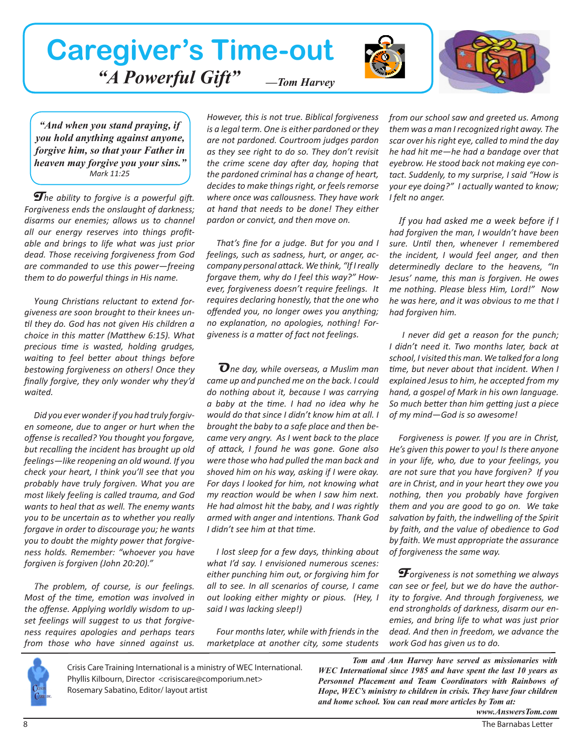# Caregiver's Time-out

## *"A Powerful Gift"*

*—Tom Harvey*

> ***"And when you stand praying, if you hold anything against anyone, forgive him, so that your Father in heaven may forgive you your sins."***
> *Mark 11:25*

*The ability to forgive is a powerful gift. Forgiveness ends the onslaught of darkness; disarms our enemies; allows us to channel all our energy reserves into things profitable and brings to life what was just prior dead. Those receiving forgiveness from God are commanded to use this power—freeing them to do powerful things in His name.*

*Young Christians reluctant to extend forgiveness are soon brought to their knees until they do. God has not given His children a choice in this matter (Matthew 6:15). What precious time is wasted, holding grudges, waiting to feel better about things before bestowing forgiveness on others! Once they finally forgive, they only wonder why they'd waited.*

*Did you ever wonder if you had truly forgiven someone, due to anger or hurt when the offense is recalled? You thought you forgave, but recalling the incident has brought up old feelings—like reopening an old wound. If you check your heart, I think you'll see that you probably have truly forgiven. What you are most likely feeling is called trauma, and God wants to heal that as well. The enemy wants you to be uncertain as to whether you really forgave in order to discourage you; he wants you to doubt the mighty power that forgiveness holds. Remember: "whoever you have forgiven is forgiven (John 20:20)."*

*The problem, of course, is our feelings. Most of the time, emotion was involved in the offense. Applying worldly wisdom to upset feelings will suggest to us that forgiveness requires apologies and perhaps tears from those who have sinned against us. However, this is not true. Biblical forgiveness is a legal term. One is either pardoned or they are not pardoned. Courtroom judges pardon as they see right to do so. They don't revisit the crime scene day after day, hoping that the pardoned criminal has a change of heart, decides to make things right, or feels remorse where once was callousness. They have work at hand that needs to be done! They either pardon or convict, and then move on.*

*That's fine for a judge. But for you and I feelings, such as sadness, hurt, or anger, accompany personal attack. We think, "If I really forgave them, why do I feel this way?" However, forgiveness doesn't require feelings. It requires declaring honestly, that the one who offended you, no longer owes you anything; no explanation, no apologies, nothing! Forgiveness is a matter of fact not feelings.*

*One day, while overseas, a Muslim man came up and punched me on the back. I could do nothing about it, because I was carrying a baby at the time. I had no idea why he would do that since I didn't know him at all. I brought the baby to a safe place and then became very angry. As I went back to the place of attack, I found he was gone. Gone also were those who had pulled the man back and shoved him on his way, asking if I were okay. For days I looked for him, not knowing what my reaction would be when I saw him next. He had almost hit the baby, and I was rightly armed with anger and intentions. Thank God I didn't see him at that time.*

*I lost sleep for a few days, thinking about what I'd say. I envisioned numerous scenes: either punching him out, or forgiving him for all to see. In all scenarios of course, I came out looking either mighty or pious. (Hey, I said I was lacking sleep!)*

*Four months later, while with friends in the marketplace at another city, some students from our school saw and greeted us. Among them was a man I recognized right away. The scar over his right eye, called to mind the day he had hit me—he had a bandage over that eyebrow. He stood back not making eye contact. Suddenly, to my surprise, I said "How is your eye doing?" I actually wanted to know; I felt no anger.*

*If you had asked me a week before if I had forgiven the man, I wouldn't have been sure. Until then, whenever I remembered the incident, I would feel anger, and then determinedly declare to the heavens, "In Jesus' name, this man is forgiven. He owes me nothing. Please bless Him, Lord!" Now he was here, and it was obvious to me that I had forgiven him.*

*I never did get a reason for the punch; I didn't need it. Two months later, back at school, I visited this man. We talked for a long time, but never about that incident. When I explained Jesus to him, he accepted from my hand, a gospel of Mark in his own language. So much better than him getting just a piece of my mind—God is so awesome!*

*Forgiveness is power. If you are in Christ, He's given this power to you! Is there anyone in your life, who, due to your feelings, you are not sure that you have forgiven? If you are in Christ, and in your heart they owe you nothing, then you probably have forgiven them and you are good to go on. We take salvation by faith, the indwelling of the Spirit by faith, and the value of obedience to God by faith. We must appropriate the assurance of forgiveness the same way.*

*Forgiveness is not something we always can see or feel, but we do have the authority to forgive. And through forgiveness, we end strongholds of darkness, disarm our enemies, and bring life to what was just prior dead. And then in freedom, we advance the work God has given us to do.*

---

Crisis Care Training International is a ministry of WEC International.
Phyllis Kilbourn, Director <crisiscare@comporium.net>
Rosemary Sabatino, Editor/ layout artist

***Tom and Ann Harvey have served as missionaries with WEC International since 1985 and have spent the last 10 years as Personnel Placement and Team Coordinators with Rainbows of Hope, WEC's ministry to children in crisis. They have four children and home school. You can read more articles by Tom at: www.AnswersTom.com***